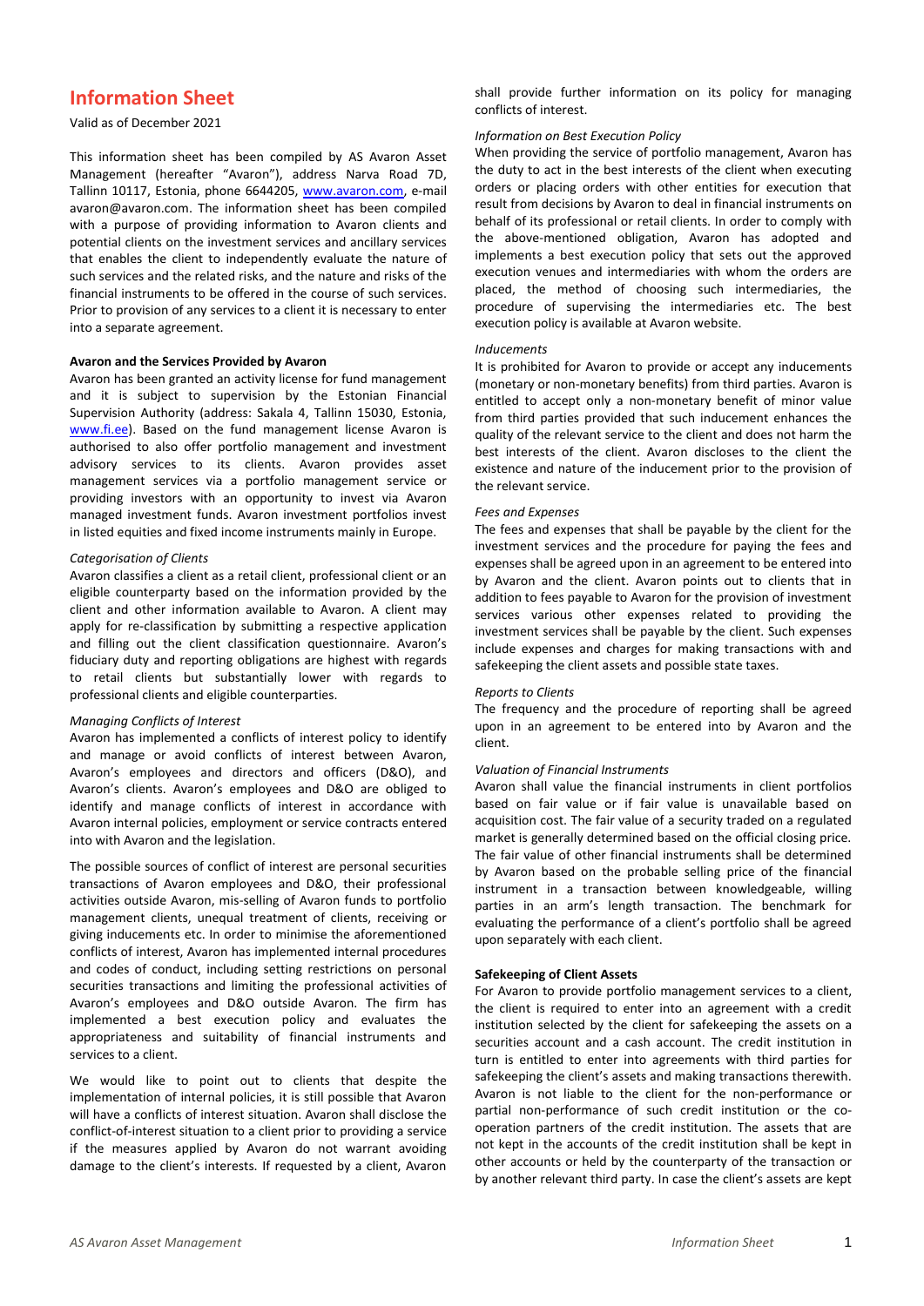# Information Sheet

Valid as of December 2021

This information sheet has been compiled by AS Avaron Asset Management (hereafter "Avaron"), address Narva Road 7D, Tallinn 10117, Estonia, phone 6644205, www.avaron.com, e-mail avaron@avaron.com. The information sheet has been compiled with a purpose of providing information to Avaron clients and potential clients on the investment services and ancillary services that enables the client to independently evaluate the nature of such services and the related risks, and the nature and risks of the financial instruments to be offered in the course of such services. Prior to provision of any services to a client it is necessary to enter into a separate agreement.

**Avaron and the Services Provided by Avaron**

Avaron has been granted an activity license for fund management and it is subject to supervision by the Estonian Financial Supervision Authority (address: Sakala 4, Tallinn 15030, Estonia, www.fi.ee). Based on the fund management license Avaron is authorised to also offer portfolio management and investment advisory services to its clients. Avaron provides asset management services via a portfolio management service or providing investors with an opportunity to invest via Avaron managed investment funds. Avaron investment portfolios invest in listed equities and fixed income instruments mainly in Europe.

*Categorisation of Clients*

Avaron classifies a client as a retail client, professional client or an eligible counterparty based on the information provided by the client and other information available to Avaron. A client may apply for re-classification by submitting a respective application and filling out the client classification questionnaire. Avaron's fiduciary duty and reporting obligations are highest with regards to retail clients but substantially lower with regards to professional clients and eligible counterparties.

*Managing Conflicts of Interest*

Avaron has implemented a conflicts of interest policy to identify and manage or avoid conflicts of interest between Avaron, Avaron's employees and directors and officers (D&O), and Avaron's clients. Avaron's employees and D&O are obliged to identify and manage conflicts of interest in accordance with Avaron internal policies, employment or service contracts entered into with Avaron and the legislation.

The possible sources of conflict of interest are personal securities transactions of Avaron employees and D&O, their professional activities outside Avaron, mis-selling of Avaron funds to portfolio management clients, unequal treatment of clients, receiving or giving inducements etc. In order to minimise the aforementioned conflicts of interest, Avaron has implemented internal procedures and codes of conduct, including setting restrictions on personal securities transactions and limiting the professional activities of Avaron's employees and D&O outside Avaron. The firm has implemented a best execution policy and evaluates the appropriateness and suitability of financial instruments and services to a client.

We would like to point out to clients that despite the implementation of internal policies, it is still possible that Avaron will have a conflicts of interest situation. Avaron shall disclose the conflict-of-interest situation to a client prior to providing a service if the measures applied by Avaron do not warrant avoiding damage to the client's interests. If requested by a client, Avaron shall provide further information on its policy for managing conflicts of interest.

*Information on Best Execution Policy*

When providing the service of portfolio management, Avaron has the duty to act in the best interests of the client when executing orders or placing orders with other entities for execution that result from decisions by Avaron to deal in financial instruments on behalf of its professional or retail clients. In order to comply with the above-mentioned obligation, Avaron has adopted and implements a best execution policy that sets out the approved execution venues and intermediaries with whom the orders are placed, the method of choosing such intermediaries, the procedure of supervising the intermediaries etc. The best execution policy is available at Avaron website.

*Inducements*

It is prohibited for Avaron to provide or accept any inducements (monetary or non-monetary benefits) from third parties. Avaron is entitled to accept only a non-monetary benefit of minor value from third parties provided that such inducement enhances the quality of the relevant service to the client and does not harm the best interests of the client. Avaron discloses to the client the existence and nature of the inducement prior to the provision of the relevant service.

*Fees and Expenses*

The fees and expenses that shall be payable by the client for the investment services and the procedure for paying the fees and expenses shall be agreed upon in an agreement to be entered into by Avaron and the client. Avaron points out to clients that in addition to fees payable to Avaron for the provision of investment services various other expenses related to providing the investment services shall be payable by the client. Such expenses include expenses and charges for making transactions with and safekeeping the client assets and possible state taxes.

*Reports to Clients*

The frequency and the procedure of reporting shall be agreed upon in an agreement to be entered into by Avaron and the client.

*Valuation of Financial Instruments*

Avaron shall value the financial instruments in client portfolios based on fair value or if fair value is unavailable based on acquisition cost. The fair value of a security traded on a regulated market is generally determined based on the official closing price. The fair value of other financial instruments shall be determined by Avaron based on the probable selling price of the financial instrument in a transaction between knowledgeable, willing parties in an arm's length transaction. The benchmark for evaluating the performance of a client's portfolio shall be agreed upon separately with each client.

**Safekeeping of Client Assets**

For Avaron to provide portfolio management services to a client, the client is required to enter into an agreement with a credit institution selected by the client for safekeeping the assets on a securities account and a cash account. The credit institution in turn is entitled to enter into agreements with third parties for safekeeping the client's assets and making transactions therewith. Avaron is not liable to the client for the non-performance or partial non-performance of such credit institution or the co-operation partners of the credit institution. The assets that are not kept in the accounts of the credit institution shall be kept in other accounts or held by the counterparty of the transaction or by another relevant third party. In case the client's assets are kept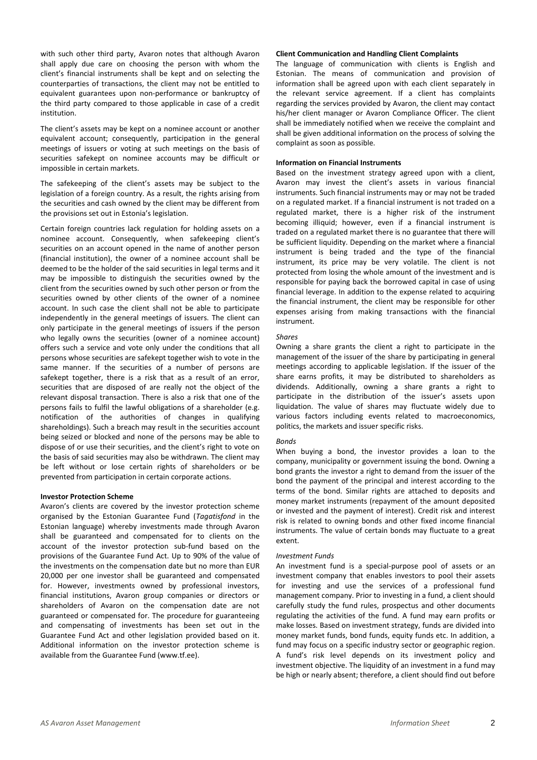with such other third party, Avaron notes that although Avaron shall apply due care on choosing the person with whom the client's financial instruments shall be kept and on selecting the counterparties of transactions, the client may not be entitled to equivalent guarantees upon non-performance or bankruptcy of the third party compared to those applicable in case of a credit institution.

The client's assets may be kept on a nominee account or another equivalent account; consequently, participation in the general meetings of issuers or voting at such meetings on the basis of securities safekept on nominee accounts may be difficult or impossible in certain markets.

The safekeeping of the client's assets may be subject to the legislation of a foreign country. As a result, the rights arising from the securities and cash owned by the client may be different from the provisions set out in Estonia's legislation.

Certain foreign countries lack regulation for holding assets on a nominee account. Consequently, when safekeeping client's securities on an account opened in the name of another person (financial institution), the owner of a nominee account shall be deemed to be the holder of the said securities in legal terms and it may be impossible to distinguish the securities owned by the client from the securities owned by such other person or from the securities owned by other clients of the owner of a nominee account. In such case the client shall not be able to participate independently in the general meetings of issuers. The client can only participate in the general meetings of issuers if the person who legally owns the securities (owner of a nominee account) offers such a service and vote only under the conditions that all persons whose securities are safekept together wish to vote in the same manner. If the securities of a number of persons are safekept together, there is a risk that as a result of an error, securities that are disposed of are really not the object of the relevant disposal transaction. There is also a risk that one of the persons fails to fulfil the lawful obligations of a shareholder (e.g. notification of the authorities of changes in qualifying shareholdings). Such a breach may result in the securities account being seized or blocked and none of the persons may be able to dispose of or use their securities, and the client's right to vote on the basis of said securities may also be withdrawn. The client may be left without or lose certain rights of shareholders or be prevented from participation in certain corporate actions.

**Investor Protection Scheme**

Avaron's clients are covered by the investor protection scheme organised by the Estonian Guarantee Fund (*Tagatisfond* in the Estonian language) whereby investments made through Avaron shall be guaranteed and compensated for to clients on the account of the investor protection sub-fund based on the provisions of the Guarantee Fund Act. Up to 90% of the value of the investments on the compensation date but no more than EUR 20,000 per one investor shall be guaranteed and compensated for. However, investments owned by professional investors, financial institutions, Avaron group companies or directors or shareholders of Avaron on the compensation date are not guaranteed or compensated for. The procedure for guaranteeing and compensating of investments has been set out in the Guarantee Fund Act and other legislation provided based on it. Additional information on the investor protection scheme is available from the Guarantee Fund (www.tf.ee).

**Client Communication and Handling Client Complaints**

The language of communication with clients is English and Estonian. The means of communication and provision of information shall be agreed upon with each client separately in the relevant service agreement. If a client has complaints regarding the services provided by Avaron, the client may contact his/her client manager or Avaron Compliance Officer. The client shall be immediately notified when we receive the complaint and shall be given additional information on the process of solving the complaint as soon as possible.

**Information on Financial Instruments**

Based on the investment strategy agreed upon with a client, Avaron may invest the client's assets in various financial instruments. Such financial instruments may or may not be traded on a regulated market. If a financial instrument is not traded on a regulated market, there is a higher risk of the instrument becoming illiquid; however, even if a financial instrument is traded on a regulated market there is no guarantee that there will be sufficient liquidity. Depending on the market where a financial instrument is being traded and the type of the financial instrument, its price may be very volatile. The client is not protected from losing the whole amount of the investment and is responsible for paying back the borrowed capital in case of using financial leverage. In addition to the expense related to acquiring the financial instrument, the client may be responsible for other expenses arising from making transactions with the financial instrument.

*Shares*

Owning a share grants the client a right to participate in the management of the issuer of the share by participating in general meetings according to applicable legislation. If the issuer of the share earns profits, it may be distributed to shareholders as dividends. Additionally, owning a share grants a right to participate in the distribution of the issuer's assets upon liquidation. The value of shares may fluctuate widely due to various factors including events related to macroeconomics, politics, the markets and issuer specific risks.

*Bonds*

When buying a bond, the investor provides a loan to the company, municipality or government issuing the bond. Owning a bond grants the investor a right to demand from the issuer of the bond the payment of the principal and interest according to the terms of the bond. Similar rights are attached to deposits and money market instruments (repayment of the amount deposited or invested and the payment of interest). Credit risk and interest risk is related to owning bonds and other fixed income financial instruments. The value of certain bonds may fluctuate to a great extent.

*Investment Funds*

An investment fund is a special-purpose pool of assets or an investment company that enables investors to pool their assets for investing and use the services of a professional fund management company. Prior to investing in a fund, a client should carefully study the fund rules, prospectus and other documents regulating the activities of the fund. A fund may earn profits or make losses. Based on investment strategy, funds are divided into money market funds, bond funds, equity funds etc. In addition, a fund may focus on a specific industry sector or geographic region. A fund's risk level depends on its investment policy and investment objective. The liquidity of an investment in a fund may be high or nearly absent; therefore, a client should find out before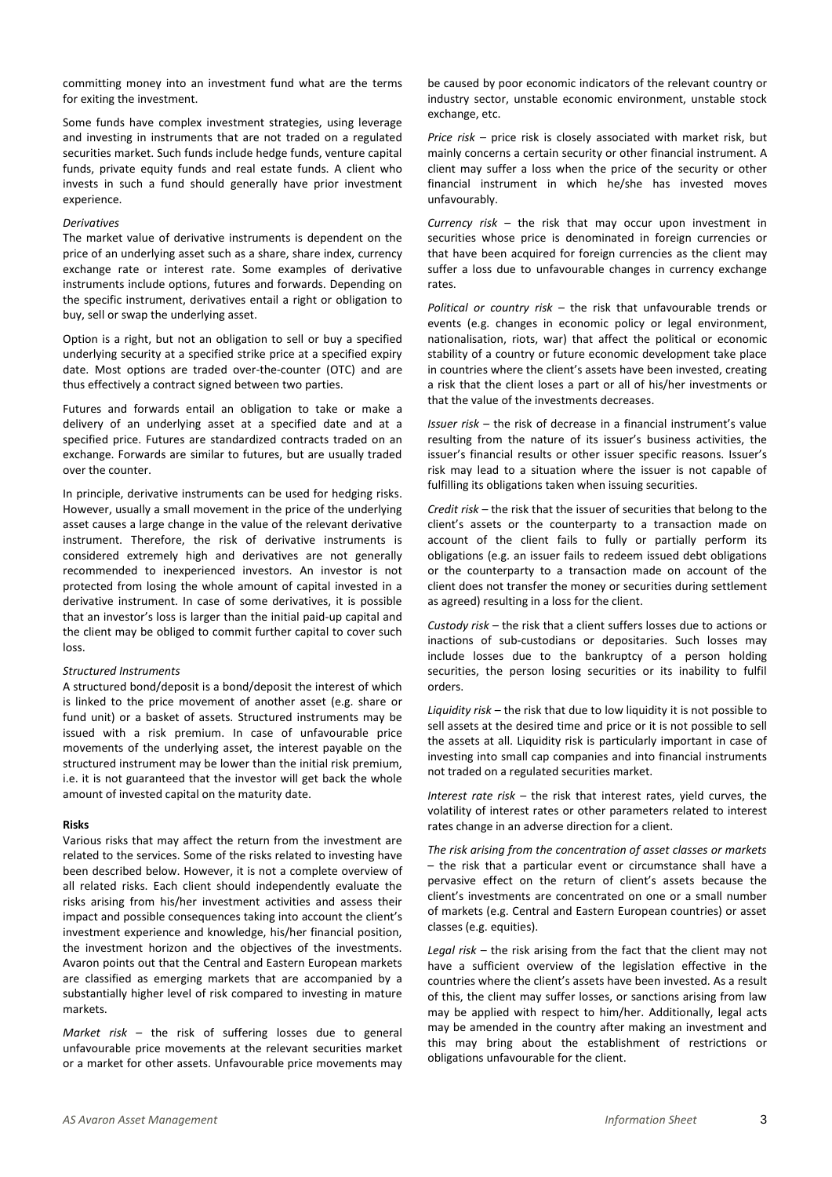committing money into an investment fund what are the terms for exiting the investment.

Some funds have complex investment strategies, using leverage and investing in instruments that are not traded on a regulated securities market. Such funds include hedge funds, venture capital funds, private equity funds and real estate funds. A client who invests in such a fund should generally have prior investment experience.

*Derivatives*

The market value of derivative instruments is dependent on the price of an underlying asset such as a share, share index, currency exchange rate or interest rate. Some examples of derivative instruments include options, futures and forwards. Depending on the specific instrument, derivatives entail a right or obligation to buy, sell or swap the underlying asset.

Option is a right, but not an obligation to sell or buy a specified underlying security at a specified strike price at a specified expiry date. Most options are traded over-the-counter (OTC) and are thus effectively a contract signed between two parties.

Futures and forwards entail an obligation to take or make a delivery of an underlying asset at a specified date and at a specified price. Futures are standardized contracts traded on an exchange. Forwards are similar to futures, but are usually traded over the counter.

In principle, derivative instruments can be used for hedging risks. However, usually a small movement in the price of the underlying asset causes a large change in the value of the relevant derivative instrument. Therefore, the risk of derivative instruments is considered extremely high and derivatives are not generally recommended to inexperienced investors. An investor is not protected from losing the whole amount of capital invested in a derivative instrument. In case of some derivatives, it is possible that an investor's loss is larger than the initial paid-up capital and the client may be obliged to commit further capital to cover such loss.

*Structured Instruments*

A structured bond/deposit is a bond/deposit the interest of which is linked to the price movement of another asset (e.g. share or fund unit) or a basket of assets. Structured instruments may be issued with a risk premium. In case of unfavourable price movements of the underlying asset, the interest payable on the structured instrument may be lower than the initial risk premium, i.e. it is not guaranteed that the investor will get back the whole amount of invested capital on the maturity date.

**Risks**

Various risks that may affect the return from the investment are related to the services. Some of the risks related to investing have been described below. However, it is not a complete overview of all related risks. Each client should independently evaluate the risks arising from his/her investment activities and assess their impact and possible consequences taking into account the client's investment experience and knowledge, his/her financial position, the investment horizon and the objectives of the investments. Avaron points out that the Central and Eastern European markets are classified as emerging markets that are accompanied by a substantially higher level of risk compared to investing in mature markets.

*Market risk* – the risk of suffering losses due to general unfavourable price movements at the relevant securities market or a market for other assets. Unfavourable price movements may be caused by poor economic indicators of the relevant country or industry sector, unstable economic environment, unstable stock exchange, etc.

*Price risk* – price risk is closely associated with market risk, but mainly concerns a certain security or other financial instrument. A client may suffer a loss when the price of the security or other financial instrument in which he/she has invested moves unfavourably.

*Currency risk* – the risk that may occur upon investment in securities whose price is denominated in foreign currencies or that have been acquired for foreign currencies as the client may suffer a loss due to unfavourable changes in currency exchange rates.

*Political or country risk* – the risk that unfavourable trends or events (e.g. changes in economic policy or legal environment, nationalisation, riots, war) that affect the political or economic stability of a country or future economic development take place in countries where the client's assets have been invested, creating a risk that the client loses a part or all of his/her investments or that the value of the investments decreases.

*Issuer risk* – the risk of decrease in a financial instrument's value resulting from the nature of its issuer's business activities, the issuer's financial results or other issuer specific reasons. Issuer's risk may lead to a situation where the issuer is not capable of fulfilling its obligations taken when issuing securities.

*Credit risk* – the risk that the issuer of securities that belong to the client's assets or the counterparty to a transaction made on account of the client fails to fully or partially perform its obligations (e.g. an issuer fails to redeem issued debt obligations or the counterparty to a transaction made on account of the client does not transfer the money or securities during settlement as agreed) resulting in a loss for the client.

*Custody risk* – the risk that a client suffers losses due to actions or inactions of sub-custodians or depositaries. Such losses may include losses due to the bankruptcy of a person holding securities, the person losing securities or its inability to fulfil orders.

*Liquidity risk* – the risk that due to low liquidity it is not possible to sell assets at the desired time and price or it is not possible to sell the assets at all. Liquidity risk is particularly important in case of investing into small cap companies and into financial instruments not traded on a regulated securities market.

*Interest rate risk* – the risk that interest rates, yield curves, the volatility of interest rates or other parameters related to interest rates change in an adverse direction for a client.

*The risk arising from the concentration of asset classes or markets* – the risk that a particular event or circumstance shall have a pervasive effect on the return of client's assets because the client's investments are concentrated on one or a small number of markets (e.g. Central and Eastern European countries) or asset classes (e.g. equities).

*Legal risk* – the risk arising from the fact that the client may not have a sufficient overview of the legislation effective in the countries where the client's assets have been invested. As a result of this, the client may suffer losses, or sanctions arising from law may be applied with respect to him/her. Additionally, legal acts may be amended in the country after making an investment and this may bring about the establishment of restrictions or obligations unfavourable for the client.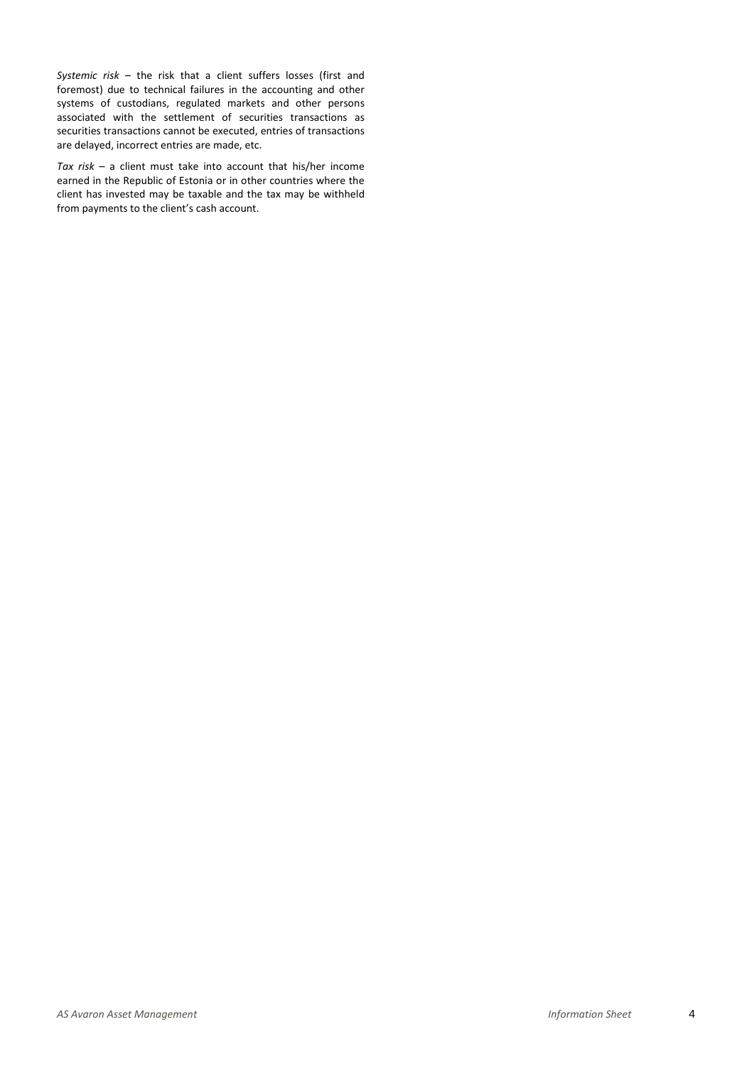*Systemic risk* – the risk that a client suffers losses (first and foremost) due to technical failures in the accounting and other systems of custodians, regulated markets and other persons associated with the settlement of securities transactions as securities transactions cannot be executed, entries of transactions are delayed, incorrect entries are made, etc.

*Tax risk* – a client must take into account that his/her income earned in the Republic of Estonia or in other countries where the client has invested may be taxable and the tax may be withheld from payments to the client's cash account.